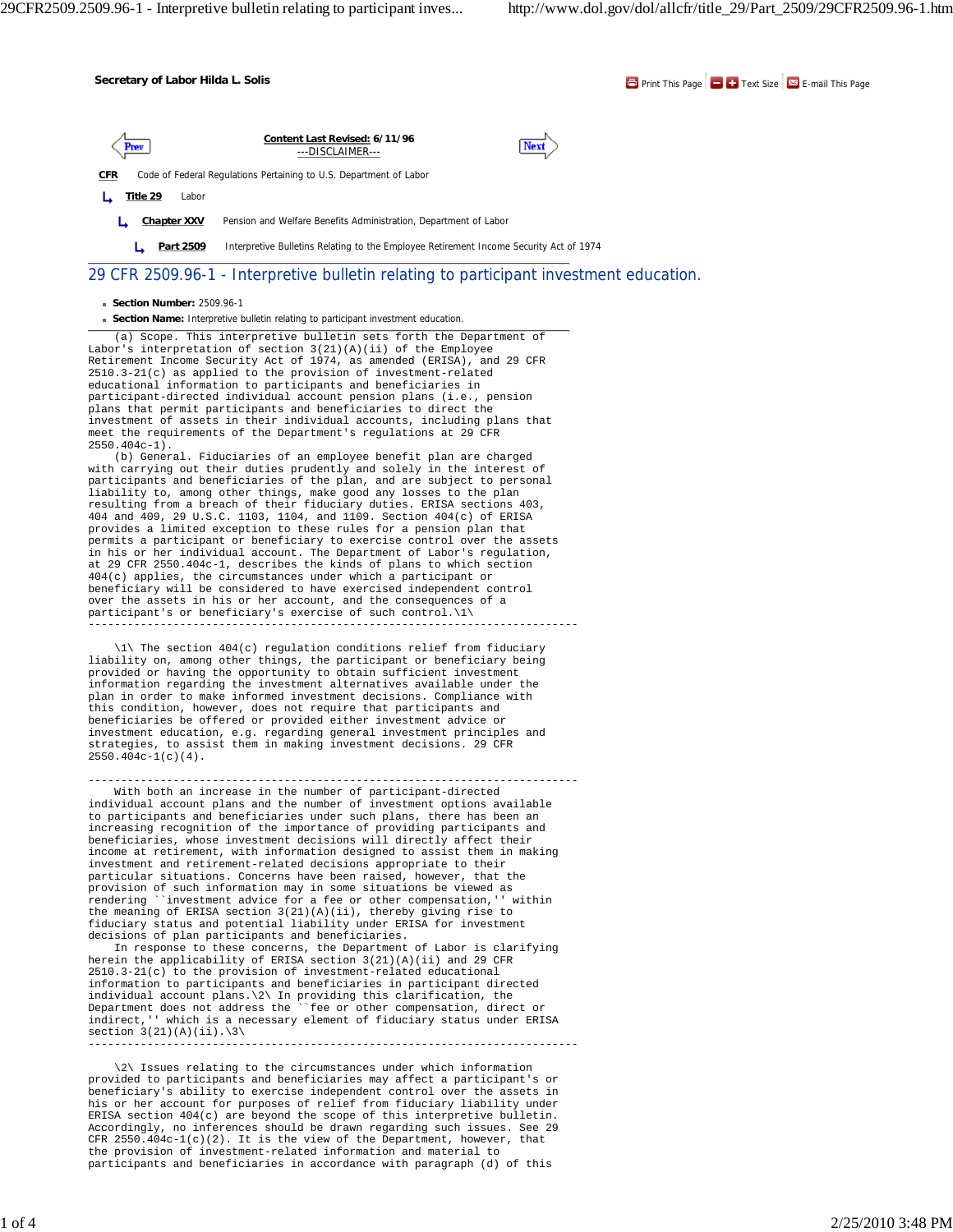Secretary of Labor Hilda L. Solis

Content Last Revised: 6/11/96
---DISCLAIMER---

**CFR** Code of Federal Regulations Pertaining to U.S. Department of Labor

**Title 29** Labor

**Chapter XXV** Pension and Welfare Benefits Administration, Department of Labor

**Part 2509** Interpretive Bulletins Relating to the Employee Retirement Income Security Act of 1974

# 29 CFR 2509.96-1 - Interpretive bulletin relating to participant investment education.

- **Section Number:** 2509.96-1
- **Section Name:** Interpretive bulletin relating to participant investment education.

(a) Scope. This interpretive bulletin sets forth the Department of Labor's interpretation of section 3(21)(A)(ii) of the Employee Retirement Income Security Act of 1974, as amended (ERISA), and 29 CFR 2510.3-21(c) as applied to the provision of investment-related educational information to participants and beneficiaries in participant-directed individual account pension plans (i.e., pension plans that permit participants and beneficiaries to direct the investment of assets in their individual accounts, including plans that meet the requirements of the Department's regulations at 29 CFR 2550.404c-1).

(b) General. Fiduciaries of an employee benefit plan are charged with carrying out their duties prudently and solely in the interest of participants and beneficiaries of the plan, and are subject to personal liability to, among other things, make good any losses to the plan resulting from a breach of their fiduciary duties. ERISA sections 403, 404 and 409, 29 U.S.C. 1103, 1104, and 1109. Section 404(c) of ERISA provides a limited exception to these rules for a pension plan that permits a participant or beneficiary to exercise control over the assets in his or her individual account. The Department of Labor's regulation, at 29 CFR 2550.404c-1, describes the kinds of plans to which section 404(c) applies, the circumstances under which a participant or beneficiary will be considered to have exercised independent control over the assets in his or her account, and the consequences of a participant's or beneficiary's exercise of such control.\1\

---

\1\ The section 404(c) regulation conditions relief from fiduciary liability on, among other things, the participant or beneficiary being provided or having the opportunity to obtain sufficient investment information regarding the investment alternatives available under the plan in order to make informed investment decisions. Compliance with this condition, however, does not require that participants and beneficiaries be offered or provided either investment advice or investment education, e.g. regarding general investment principles and strategies, to assist them in making investment decisions. 29 CFR 2550.404c-1(c)(4).

---

With both an increase in the number of participant-directed individual account plans and the number of investment options available to participants and beneficiaries under such plans, there has been an increasing recognition of the importance of providing participants and beneficiaries, whose investment decisions will directly affect their income at retirement, with information designed to assist them in making investment and retirement-related decisions appropriate to their particular situations. Concerns have been raised, however, that the provision of such information may in some situations be viewed as rendering ``investment advice for a fee or other compensation,'' within the meaning of ERISA section 3(21)(A)(ii), thereby giving rise to fiduciary status and potential liability under ERISA for investment decisions of plan participants and beneficiaries.

In response to these concerns, the Department of Labor is clarifying herein the applicability of ERISA section 3(21)(A)(ii) and 29 CFR 2510.3-21(c) to the provision of investment-related educational information to participants and beneficiaries in participant directed individual account plans.\2\ In providing this clarification, the Department does not address the ``fee or other compensation, direct or indirect,'' which is a necessary element of fiduciary status under ERISA section 3(21)(A)(ii).\3\

---

\2\ Issues relating to the circumstances under which information provided to participants and beneficiaries may affect a participant's or beneficiary's ability to exercise independent control over the assets in his or her account for purposes of relief from fiduciary liability under ERISA section 404(c) are beyond the scope of this interpretive bulletin. Accordingly, no inferences should be drawn regarding such issues. See 29 CFR 2550.404c-1(c)(2). It is the view of the Department, however, that the provision of investment-related information and material to participants and beneficiaries in accordance with paragraph (d) of this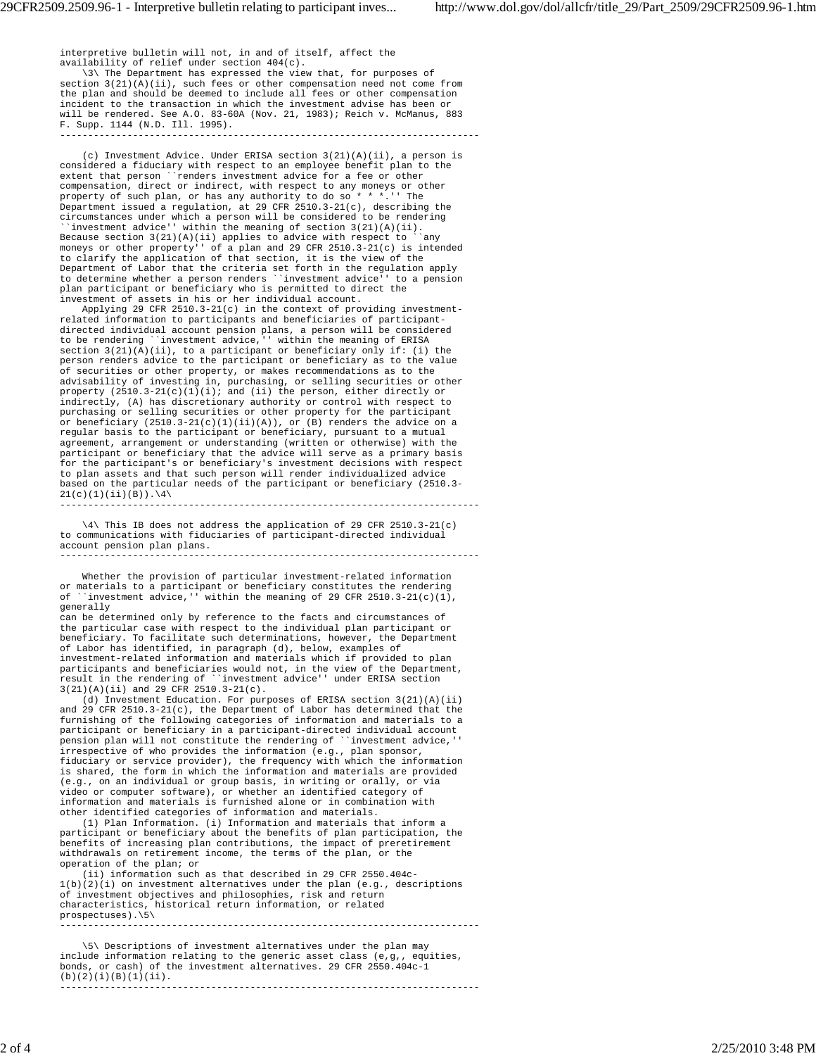interpretive bulletin will not, in and of itself, affect the availability of relief under section 404(c).

\3\ The Department has expressed the view that, for purposes of section 3(21)(A)(ii), such fees or other compensation need not come from the plan and should be deemed to include all fees or other compensation incident to the transaction in which the investment advise has been or will be rendered. See A.O. 83-60A (Nov. 21, 1983); Reich v. McManus, 883 F. Supp. 1144 (N.D. Ill. 1995).

---

(c) Investment Advice. Under ERISA section 3(21)(A)(ii), a person is considered a fiduciary with respect to an employee benefit plan to the extent that person ``renders investment advice for a fee or other compensation, direct or indirect, with respect to any moneys or other property of such plan, or has any authority to do so * * *.'' The Department issued a regulation, at 29 CFR 2510.3-21(c), describing the circumstances under which a person will be considered to be rendering ``investment advice'' within the meaning of section 3(21)(A)(ii). Because section 3(21)(A)(ii) applies to advice with respect to ``any moneys or other property'' of a plan and 29 CFR 2510.3-21(c) is intended to clarify the application of that section, it is the view of the Department of Labor that the criteria set forth in the regulation apply to determine whether a person renders ``investment advice'' to a pension plan participant or beneficiary who is permitted to direct the investment of assets in his or her individual account.

Applying 29 CFR 2510.3-21(c) in the context of providing investment-related information to participants and beneficiaries of participant-directed individual account pension plans, a person will be considered to be rendering ``investment advice,'' within the meaning of ERISA section 3(21)(A)(ii), to a participant or beneficiary only if: (i) the person renders advice to the participant or beneficiary as to the value of securities or other property, or makes recommendations as to the advisability of investing in, purchasing, or selling securities or other property (2510.3-21(c)(1)(i); and (ii) the person, either directly or indirectly, (A) has discretionary authority or control with respect to purchasing or selling securities or other property for the participant or beneficiary (2510.3-21(c)(1)(ii)(A)), or (B) renders the advice on a regular basis to the participant or beneficiary, pursuant to a mutual agreement, arrangement or understanding (written or otherwise) with the participant or beneficiary that the advice will serve as a primary basis for the participant's or beneficiary's investment decisions with respect to plan assets and that such person will render individualized advice based on the particular needs of the participant or beneficiary (2510.3-21(c)(1)(ii)(B)).\4\

---

\4\ This IB does not address the application of 29 CFR 2510.3-21(c) to communications with fiduciaries of participant-directed individual account pension plan plans.

---

Whether the provision of particular investment-related information or materials to a participant or beneficiary constitutes the rendering of ``investment advice,'' within the meaning of 29 CFR 2510.3-21(c)(1), generally can be determined only by reference to the facts and circumstances of the particular case with respect to the individual plan participant or beneficiary. To facilitate such determinations, however, the Department of Labor has identified, in paragraph (d), below, examples of investment-related information and materials which if provided to plan participants and beneficiaries would not, in the view of the Department, result in the rendering of ``investment advice'' under ERISA section 3(21)(A)(ii) and 29 CFR 2510.3-21(c).

(d) Investment Education. For purposes of ERISA section 3(21)(A)(ii) and 29 CFR 2510.3-21(c), the Department of Labor has determined that the furnishing of the following categories of information and materials to a participant or beneficiary in a participant-directed individual account pension plan will not constitute the rendering of ``investment advice,'' irrespective of who provides the information (e.g., plan sponsor, fiduciary or service provider), the frequency with which the information is shared, the form in which the information and materials are provided (e.g., on an individual or group basis, in writing or orally, or via video or computer software), or whether an identified category of information and materials is furnished alone or in combination with other identified categories of information and materials.

(1) Plan Information. (i) Information and materials that inform a participant or beneficiary about the benefits of plan participation, the benefits of increasing plan contributions, the impact of preretirement withdrawals on retirement income, the terms of the plan, or the operation of the plan; or

(ii) information such as that described in 29 CFR 2550.404c-1(b)(2)(i) on investment alternatives under the plan (e.g., descriptions of investment objectives and philosophies, risk and return characteristics, historical return information, or related prospectuses).\5\

---

\5\ Descriptions of investment alternatives under the plan may include information relating to the generic asset class (e,g,, equities, bonds, or cash) of the investment alternatives. 29 CFR 2550.404c-1(b)(2)(i)(B)(1)(ii).

---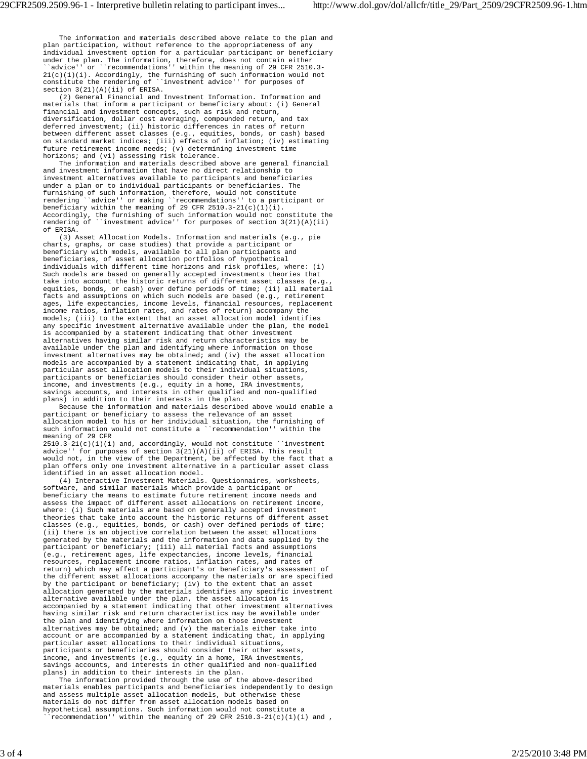The information and materials described above relate to the plan and plan participation, without reference to the appropriateness of any individual investment option for a particular participant or beneficiary under the plan. The information, therefore, does not contain either ``advice'' or ``recommendations'' within the meaning of 29 CFR 2510.3-21(c)(1)(i). Accordingly, the furnishing of such information would not constitute the rendering of ``investment advice'' for purposes of section 3(21)(A)(ii) of ERISA.

(2) General Financial and Investment Information. Information and materials that inform a participant or beneficiary about: (i) General financial and investment concepts, such as risk and return, diversification, dollar cost averaging, compounded return, and tax deferred investment; (ii) historic differences in rates of return between different asset classes (e.g., equities, bonds, or cash) based on standard market indices; (iii) effects of inflation; (iv) estimating future retirement income needs; (v) determining investment time horizons; and (vi) assessing risk tolerance.

The information and materials described above are general financial and investment information that have no direct relationship to investment alternatives available to participants and beneficiaries under a plan or to individual participants or beneficiaries. The furnishing of such information, therefore, would not constitute rendering ``advice'' or making ``recommendations'' to a participant or beneficiary within the meaning of 29 CFR 2510.3-21(c)(1)(i). Accordingly, the furnishing of such information would not constitute the rendering of ``investment advice'' for purposes of section 3(21)(A)(ii) of ERISA.

(3) Asset Allocation Models. Information and materials (e.g., pie charts, graphs, or case studies) that provide a participant or beneficiary with models, available to all plan participants and beneficiaries, of asset allocation portfolios of hypothetical individuals with different time horizons and risk profiles, where: (i) Such models are based on generally accepted investments theories that take into account the historic returns of different asset classes (e.g., equities, bonds, or cash) over define periods of time; (ii) all material facts and assumptions on which such models are based (e.g., retirement ages, life expectancies, income levels, financial resources, replacement income ratios, inflation rates, and rates of return) accompany the models; (iii) to the extent that an asset allocation model identifies any specific investment alternative available under the plan, the model is accompanied by a statement indicating that other investment alternatives having similar risk and return characteristics may be available under the plan and identifying where information on those investment alternatives may be obtained; and (iv) the asset allocation models are accompanied by a statement indicating that, in applying particular asset allocation models to their individual situations, participants or beneficiaries should consider their other assets, income, and investments (e.g., equity in a home, IRA investments, savings accounts, and interests in other qualified and non-qualified plans) in addition to their interests in the plan.

Because the information and materials described above would enable a participant or beneficiary to assess the relevance of an asset allocation model to his or her individual situation, the furnishing of such information would not constitute a ``recommendation'' within the meaning of 29 CFR 2510.3-21(c)(1)(i) and, accordingly, would not constitute ``investment advice'' for purposes of section 3(21)(A)(ii) of ERISA. This result would not, in the view of the Department, be affected by the fact that a plan offers only one investment alternative in a particular asset class identified in an asset allocation model.

(4) Interactive Investment Materials. Questionnaires, worksheets, software, and similar materials which provide a participant or beneficiary the means to estimate future retirement income needs and assess the impact of different asset allocations on retirement income, where: (i) Such materials are based on generally accepted investment theories that take into account the historic returns of different asset classes (e.g., equities, bonds, or cash) over defined periods of time; (ii) there is an objective correlation between the asset allocations generated by the materials and the information and data supplied by the participant or beneficiary; (iii) all material facts and assumptions (e.g., retirement ages, life expectancies, income levels, financial resources, replacement income ratios, inflation rates, and rates of return) which may affect a participant's or beneficiary's assessment of the different asset allocations accompany the materials or are specified by the participant or beneficiary; (iv) to the extent that an asset allocation generated by the materials identifies any specific investment alternative available under the plan, the asset allocation is accompanied by a statement indicating that other investment alternatives having similar risk and return characteristics may be available under the plan and identifying where information on those investment alternatives may be obtained; and (v) the materials either take into account or are accompanied by a statement indicating that, in applying particular asset allocations to their individual situations, participants or beneficiaries should consider their other assets, income, and investments (e.g., equity in a home, IRA investments, savings accounts, and interests in other qualified and non-qualified plans) in addition to their interests in the plan.

The information provided through the use of the above-described materials enables participants and beneficiaries independently to design and assess multiple asset allocation models, but otherwise these materials do not differ from asset allocation models based on hypothetical assumptions. Such information would not constitute a ``recommendation'' within the meaning of 29 CFR 2510.3-21(c)(1)(i) and ,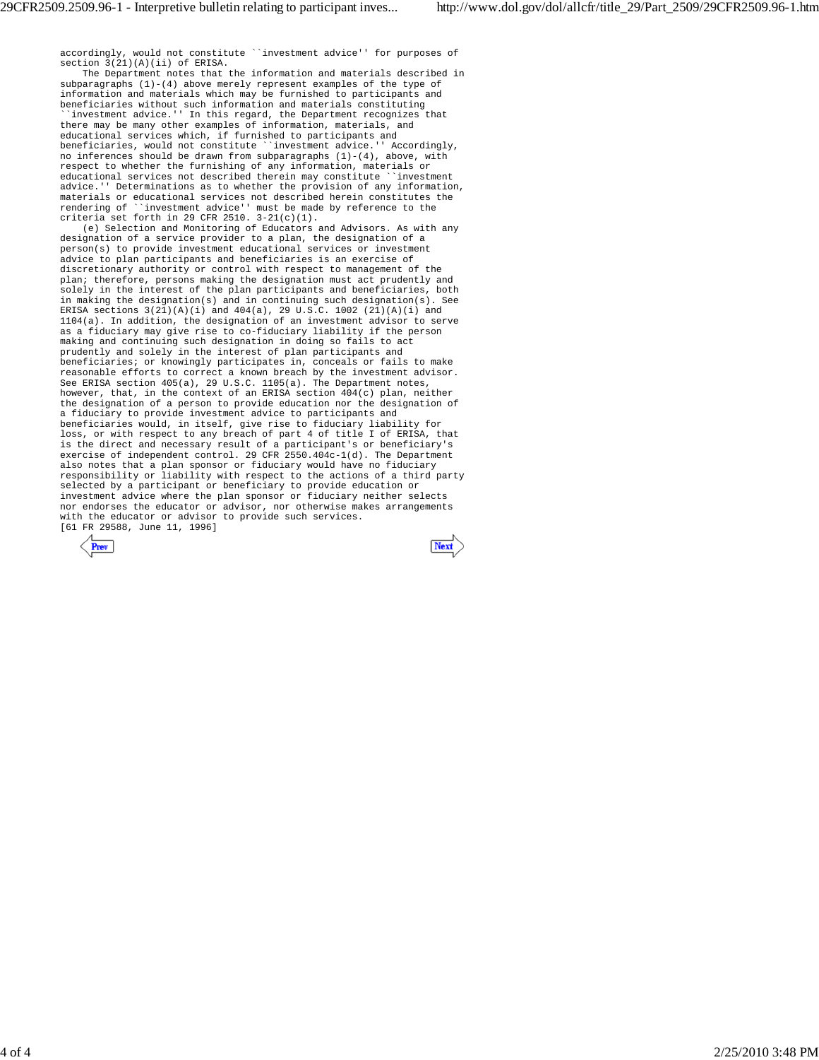accordingly, would not constitute ``investment advice'' for purposes of section 3(21)(A)(ii) of ERISA.

The Department notes that the information and materials described in subparagraphs (1)-(4) above merely represent examples of the type of information and materials which may be furnished to participants and beneficiaries without such information and materials constituting ``investment advice.'' In this regard, the Department recognizes that there may be many other examples of information, materials, and educational services which, if furnished to participants and beneficiaries, would not constitute ``investment advice.'' Accordingly, no inferences should be drawn from subparagraphs (1)-(4), above, with respect to whether the furnishing of any information, materials or educational services not described therein may constitute ``investment advice.'' Determinations as to whether the provision of any information, materials or educational services not described herein constitutes the rendering of ``investment advice'' must be made by reference to the criteria set forth in 29 CFR 2510. 3-21(c)(1).

(e) Selection and Monitoring of Educators and Advisors. As with any designation of a service provider to a plan, the designation of a person(s) to provide investment educational services or investment advice to plan participants and beneficiaries is an exercise of discretionary authority or control with respect to management of the plan; therefore, persons making the designation must act prudently and solely in the interest of the plan participants and beneficiaries, both in making the designation(s) and in continuing such designation(s). See ERISA sections 3(21)(A)(i) and 404(a), 29 U.S.C. 1002 (21)(A)(i) and 1104(a). In addition, the designation of an investment advisor to serve as a fiduciary may give rise to co-fiduciary liability if the person making and continuing such designation in doing so fails to act prudently and solely in the interest of plan participants and beneficiaries; or knowingly participates in, conceals or fails to make reasonable efforts to correct a known breach by the investment advisor. See ERISA section 405(a), 29 U.S.C. 1105(a). The Department notes, however, that, in the context of an ERISA section 404(c) plan, neither the designation of a person to provide education nor the designation of a fiduciary to provide investment advice to participants and beneficiaries would, in itself, give rise to fiduciary liability for loss, or with respect to any breach of part 4 of title I of ERISA, that is the direct and necessary result of a participant's or beneficiary's exercise of independent control. 29 CFR 2550.404c-1(d). The Department also notes that a plan sponsor or fiduciary would have no fiduciary responsibility or liability with respect to the actions of a third party selected by a participant or beneficiary to provide education or investment advice where the plan sponsor or fiduciary neither selects nor endorses the educator or advisor, nor otherwise makes arrangements with the educator or advisor to provide such services.

[61 FR 29588, June 11, 1996]